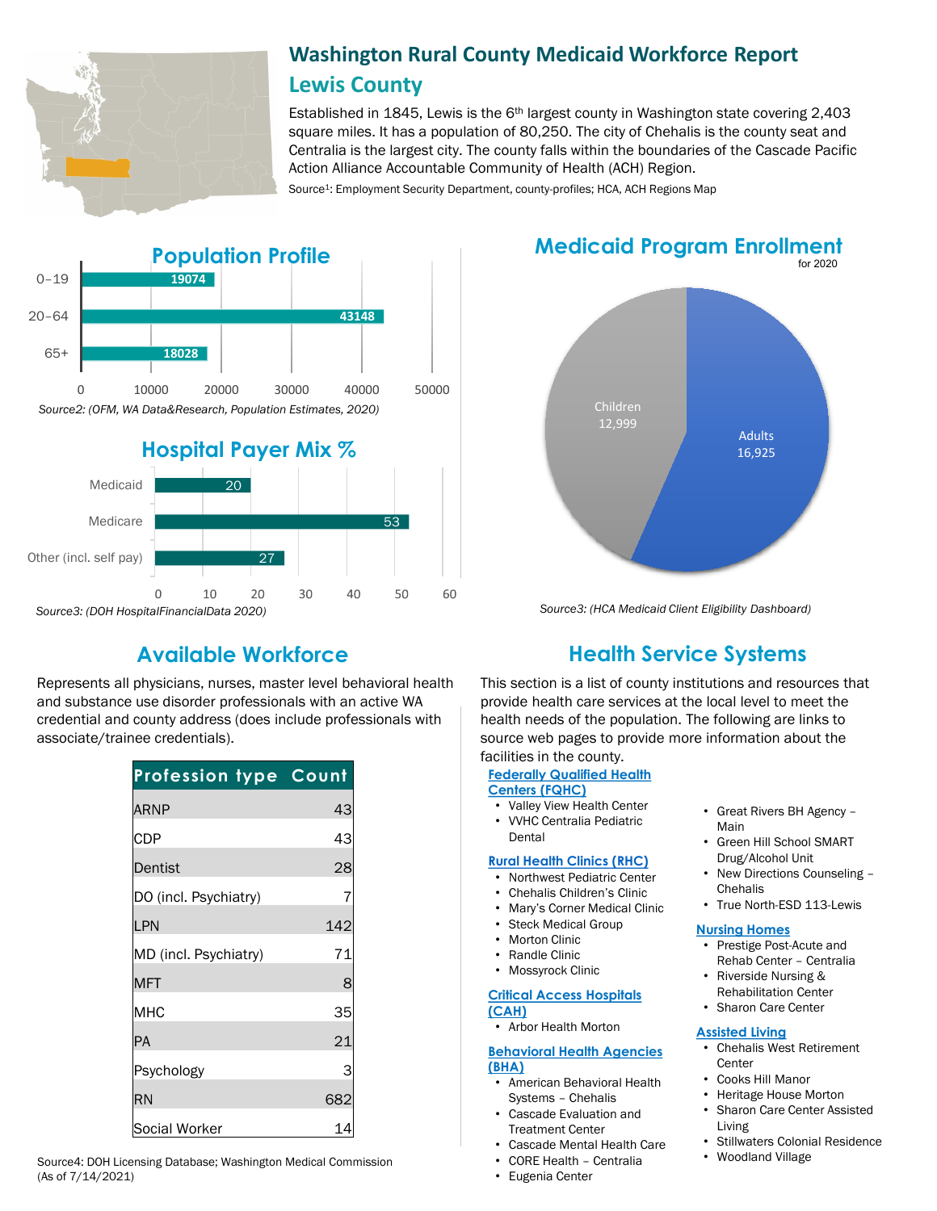# Washington Rural County Medicaid Workforce Report

## Lewis County

Established in 1845, Lewis is the 6th largest county in Washington state covering 2,403 square miles. It has a population of 80,250. The city of Chehalis is the county seat and Centralia is the largest city. The county falls within the boundaries of the Cascade Pacific Action Alliance Accountable Community of Health (ACH) Region.

Source[1]: Employment Security Department, county-profiles; HCA, ACH Regions Map

## Population Profile

0-19
19074
20-64
43148
65+
18028
0
10000
20000
30000
40000
50000

*Source2: (OFM, WA Data&Research, Population Estimates, 2020)*

## Hospital Payer Mix %

Medicaid
20
Medicare
53
Other (incl. self pay)
27
0
10
20
30
40
50
60

*Source3: (DOH HospitalFinancialData 2020)*

## Medicaid Program Enrollment

for 2020

Children
12,999
Adults
16,925

*Source3: (HCA Medicaid Client Eligibility Dashboard)*

## Available Workforce

Represents all physicians, nurses, master level behavioral health and substance use disorder professionals with an active WA credential and county address (does include professionals with associate/trainee credentials).

| Profession type | Count |
|---|---|
| ARNP | 43 |
| CDP | 43 |
| Dentist | 28 |
| DO (incl. Psychiatry) | 7 |
| LPN | 142 |
| MD (incl. Psychiatry) | 71 |
| MFT | 8 |
| MHC | 35 |
| PA | 21 |
| Psychology | 3 |
| RN | 682 |
| Social Worker | 14 |

Source4: DOH Licensing Database; Washington Medical Commission (As of 7/14/2021)

## Health Service Systems

This section is a list of county institutions and resources that provide health care services at the local level to meet the health needs of the population. The following are links to source web pages to provide more information about the facilities in the county.

**Federally Qualified Health Centers (FQHC)**
- Valley View Health Center
- VVHC Centralia Pediatric Dental

**Rural Health Clinics (RHC)**
- Northwest Pediatric Center
- Chehalis Children's Clinic
- Mary's Corner Medical Clinic
- Steck Medical Group
- Morton Clinic
- Randle Clinic
- Mossyrock Clinic

**Critical Access Hospitals (CAH)**
- Arbor Health Morton

**Behavioral Health Agencies (BHA)**
- American Behavioral Health Systems – Chehalis
- Cascade Evaluation and Treatment Center
- Cascade Mental Health Care
- CORE Health – Centralia
- Eugenia Center
- Great Rivers BH Agency – Main
- Green Hill School SMART Drug/Alcohol Unit
- New Directions Counseling – Chehalis
- True North-ESD 113-Lewis

**Nursing Homes**
- Prestige Post-Acute and Rehab Center – Centralia
- Riverside Nursing & Rehabilitation Center
- Sharon Care Center

**Assisted Living**
- Chehalis West Retirement Center
- Cooks Hill Manor
- Heritage House Morton
- Sharon Care Center Assisted Living
- Stillwaters Colonial Residence
- Woodland Village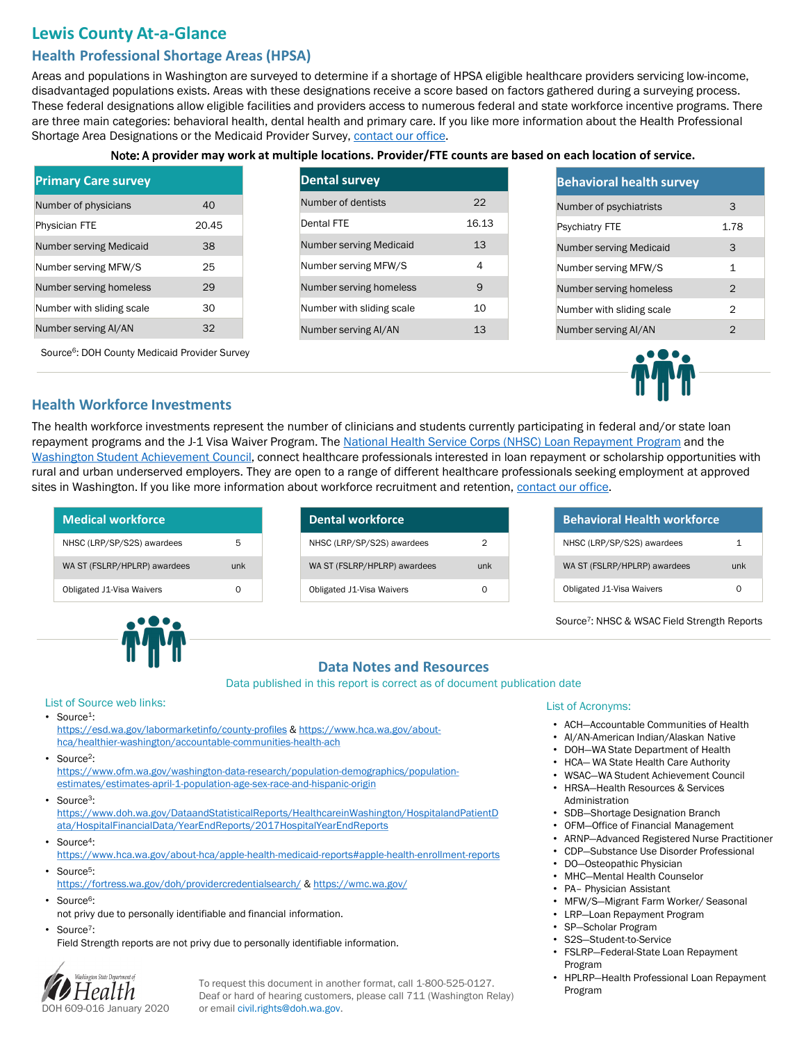# Lewis County At-a-Glance

## Health Professional Shortage Areas (HPSA)

Areas and populations in Washington are surveyed to determine if a shortage of HPSA eligible healthcare providers servicing low-income, disadvantaged populations exists. Areas with these designations receive a score based on factors gathered during a surveying process. These federal designations allow eligible facilities and providers access to numerous federal and state workforce incentive programs. There are three main categories: behavioral health, dental health and primary care. If you like more information about the Health Professional Shortage Area Designations or the Medicaid Provider Survey, contact our office.

**Note: A provider may work at multiple locations. Provider/FTE counts are based on each location of service.**

| Primary Care survey | |
|---|---|
| Number of physicians | 40 |
| Physician FTE | 20.45 |
| Number serving Medicaid | 38 |
| Number serving MFW/S | 25 |
| Number serving homeless | 29 |
| Number with sliding scale | 30 |
| Number serving AI/AN | 32 |

| Dental survey | |
|---|---|
| Number of dentists | 22 |
| Dental FTE | 16.13 |
| Number serving Medicaid | 13 |
| Number serving MFW/S | 4 |
| Number serving homeless | 9 |
| Number with sliding scale | 10 |
| Number serving AI/AN | 13 |

| Behavioral health survey | |
|---|---|
| Number of psychiatrists | 3 |
| Psychiatry FTE | 1.78 |
| Number serving Medicaid | 3 |
| Number serving MFW/S | 1 |
| Number serving homeless | 2 |
| Number with sliding scale | 2 |
| Number serving AI/AN | 2 |

Source[6]: DOH County Medicaid Provider Survey

## Health Workforce Investments

The health workforce investments represent the number of clinicians and students currently participating in federal and/or state loan repayment programs and the J-1 Visa Waiver Program. The National Health Service Corps (NHSC) Loan Repayment Program and the Washington Student Achievement Council, connect healthcare professionals interested in loan repayment or scholarship opportunities with rural and urban underserved employers. They are open to a range of different healthcare professionals seeking employment at approved sites in Washington. If you like more information about workforce recruitment and retention, contact our office.

| Medical workforce | |
|---|---|
| NHSC (LRP/SP/S2S) awardees | 5 |
| WA ST (FSLRP/HPLRP) awardees | unk |
| Obligated J1-Visa Waivers | 0 |

| Dental workforce | |
|---|---|
| NHSC (LRP/SP/S2S) awardees | 2 |
| WA ST (FSLRP/HPLRP) awardees | unk |
| Obligated J1-Visa Waivers | 0 |

| Behavioral Health workforce | |
|---|---|
| NHSC (LRP/SP/S2S) awardees | 1 |
| WA ST (FSLRP/HPLRP) awardees | unk |
| Obligated J1-Visa Waivers | 0 |

Source[7]: NHSC & WSAC Field Strength Reports

## Data Notes and Resources

Data published in this report is correct as of document publication date

### List of Source web links:

- Source[1]: https://esd.wa.gov/labormarketinfo/county-profiles & https://www.hca.wa.gov/about-hca/healthier-washington/accountable-communities-health-ach
- Source[2]: https://www.ofm.wa.gov/washington-data-research/population-demographics/population-estimates/estimates-april-1-population-age-sex-race-and-hispanic-origin
- Source[3]: https://www.doh.wa.gov/DataandStatisticalReports/HealthcareinWashington/HospitalandPatientData/HospitalFinancialData/YearEndReports/2017HospitalYearEndReports
- Source[4]: https://www.hca.wa.gov/about-hca/apple-health-medicaid-reports#apple-health-enrollment-reports
- Source[5]: https://fortress.wa.gov/doh/providercredentialsearch/ & https://wmc.wa.gov/
- Source[6]: not privy due to personally identifiable and financial information.
- Source[7]: Field Strength reports are not privy due to personally identifiable information.

### List of Acronyms:

- ACH—Accountable Communities of Health
- AI/AN-American Indian/Alaskan Native
- DOH—WA State Department of Health
- HCA— WA State Health Care Authority
- WSAC—WA Student Achievement Council
- HRSA—Health Resources & Services Administration
- SDB—Shortage Designation Branch
- OFM—Office of Financial Management
- ARNP—Advanced Registered Nurse Practitioner
- CDP—Substance Use Disorder Professional
- DO—Osteopathic Physician
- MHC—Mental Health Counselor
- PA– Physician Assistant
- MFW/S—Migrant Farm Worker/ Seasonal
- LRP—Loan Repayment Program
- SP—Scholar Program
- S2S—Student-to-Service
- FSLRP—Federal-State Loan Repayment Program
- HPLRP—Health Professional Loan Repayment Program

Washington State Department of Health

DOH 609-016 January 2020

To request this document in another format, call 1-800-525-0127. Deaf or hard of hearing customers, please call 711 (Washington Relay) or email civil.rights@doh.wa.gov.